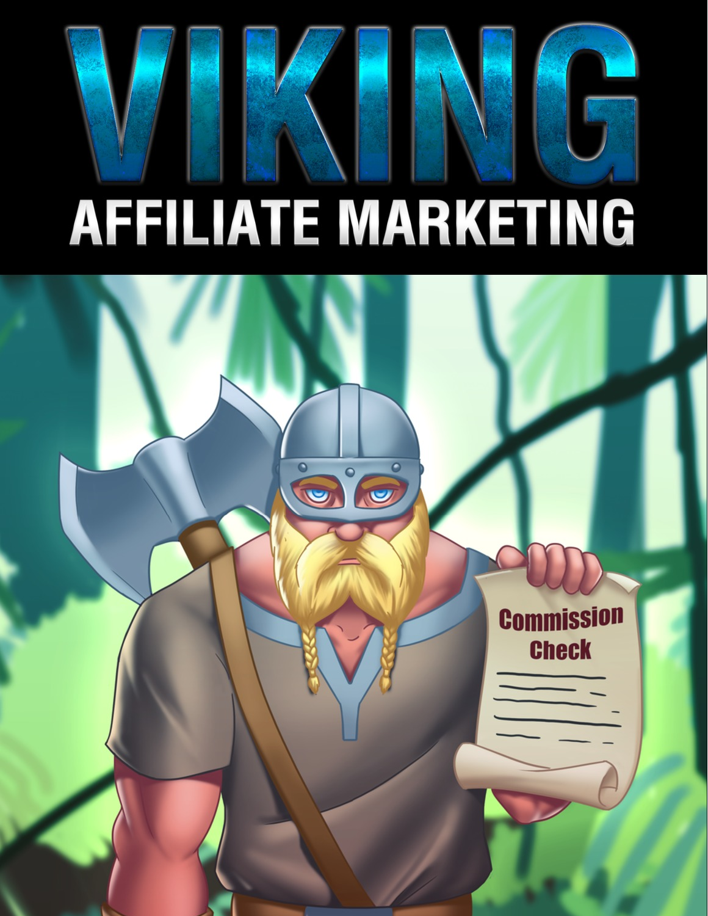# VIKING

## AFFILIATE MARKETING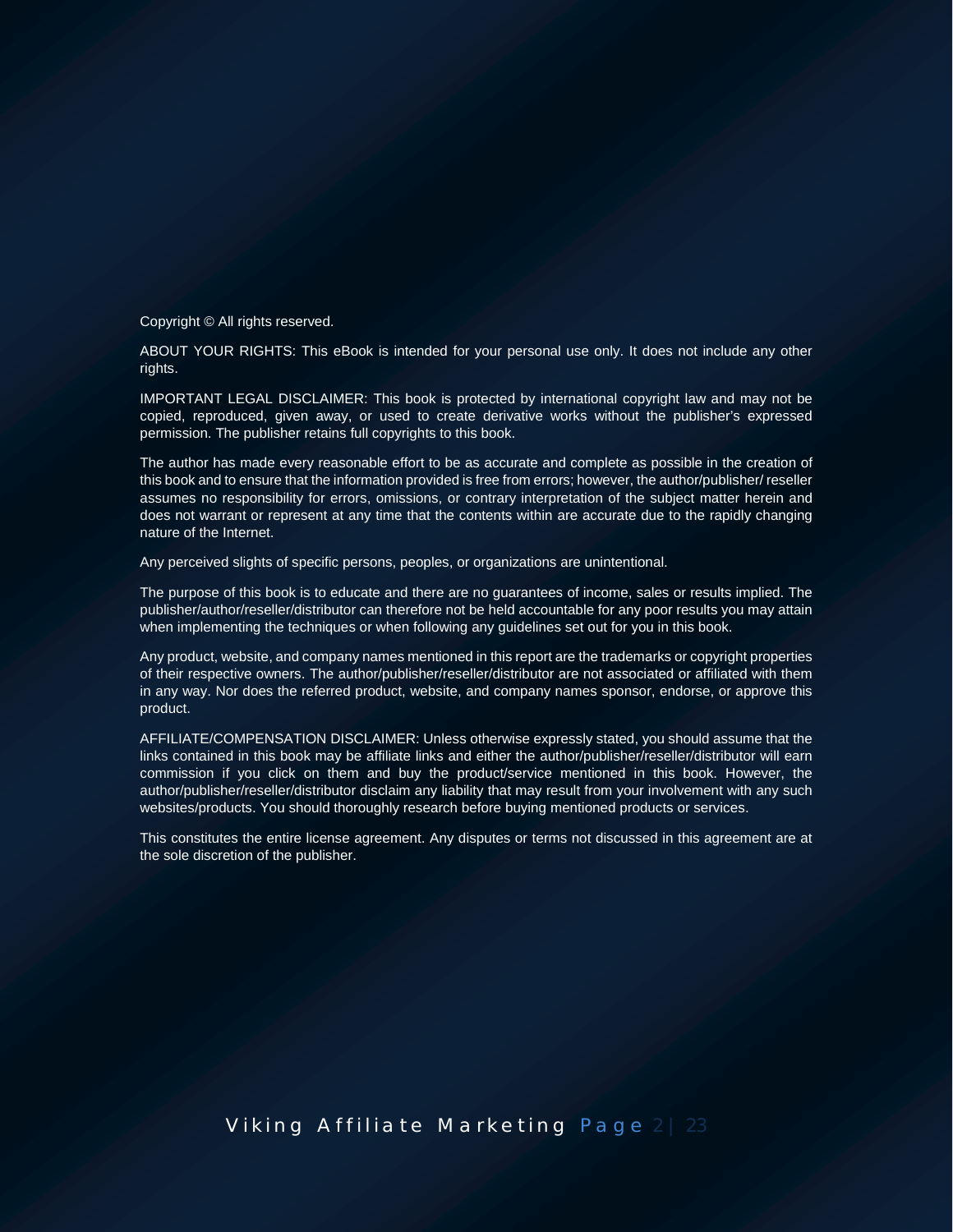Copyright © All rights reserved.

ABOUT YOUR RIGHTS: This eBook is intended for your personal use only. It does not include any other rights.

IMPORTANT LEGAL DISCLAIMER: This book is protected by international copyright law and may not be copied, reproduced, given away, or used to create derivative works without the publisher's expressed permission. The publisher retains full copyrights to this book.

The author has made every reasonable effort to be as accurate and complete as possible in the creation of this book and to ensure that the information provided is free from errors; however, the author/publisher/ reseller assumes no responsibility for errors, omissions, or contrary interpretation of the subject matter herein and does not warrant or represent at any time that the contents within are accurate due to the rapidly changing nature of the Internet.

Any perceived slights of specific persons, peoples, or organizations are unintentional.

The purpose of this book is to educate and there are no guarantees of income, sales or results implied. The publisher/author/reseller/distributor can therefore not be held accountable for any poor results you may attain when implementing the techniques or when following any guidelines set out for you in this book.

Any product, website, and company names mentioned in this report are the trademarks or copyright properties of their respective owners. The author/publisher/reseller/distributor are not associated or affiliated with them in any way. Nor does the referred product, website, and company names sponsor, endorse, or approve this product.

AFFILIATE/COMPENSATION DISCLAIMER: Unless otherwise expressly stated, you should assume that the links contained in this book may be affiliate links and either the author/publisher/reseller/distributor will earn commission if you click on them and buy the product/service mentioned in this book. However, the author/publisher/reseller/distributor disclaim any liability that may result from your involvement with any such websites/products. You should thoroughly research before buying mentioned products or services.

This constitutes the entire license agreement. Any disputes or terms not discussed in this agreement are at the sole discretion of the publisher.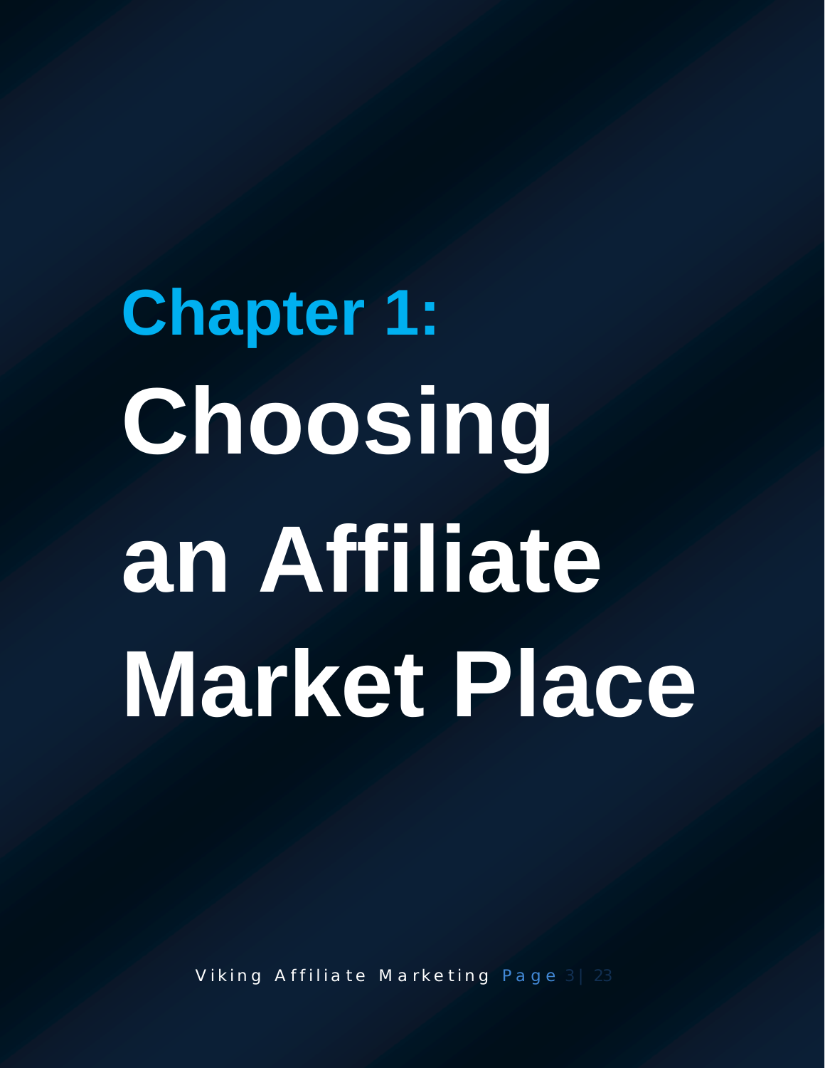# Chapter 1: Choosing an Affiliate Market Place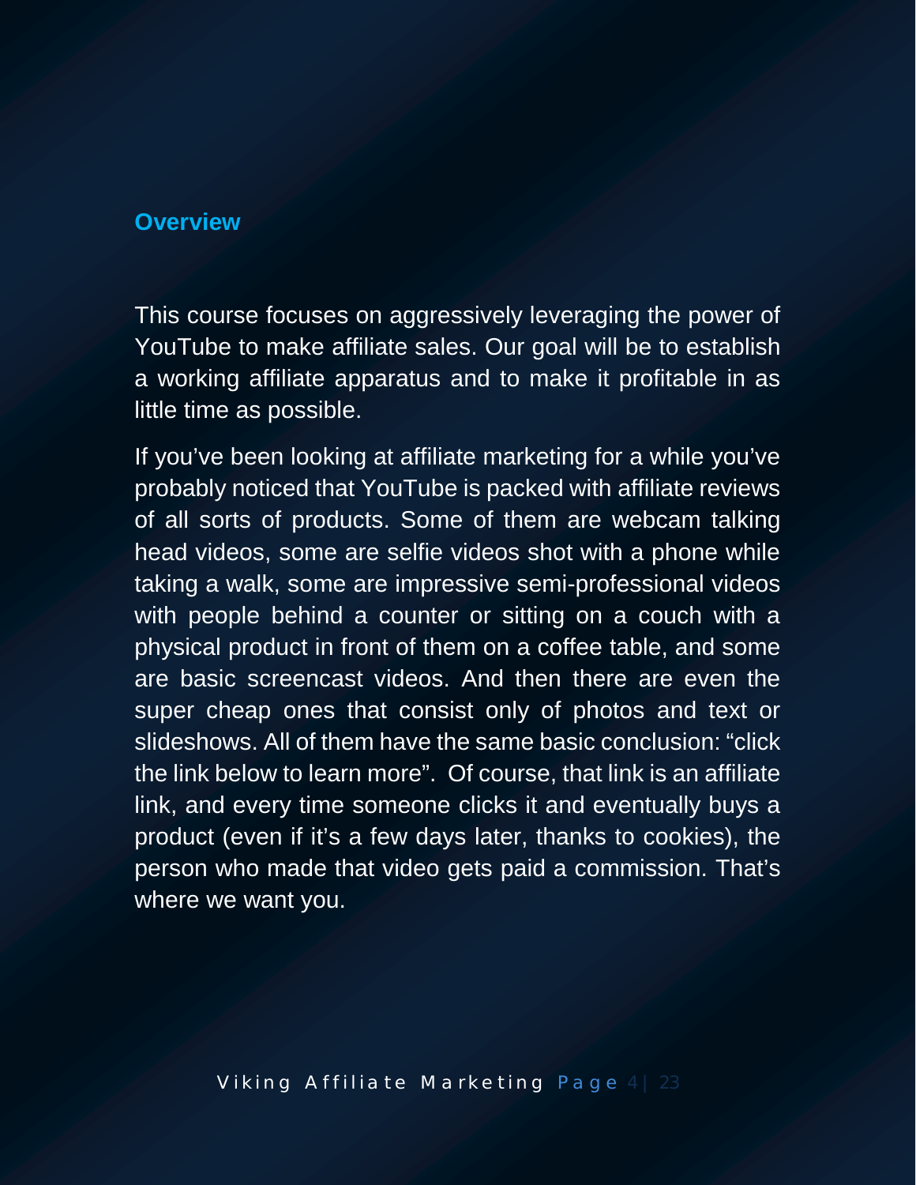## Overview

This course focuses on aggressively leveraging the power of YouTube to make affiliate sales. Our goal will be to establish a working affiliate apparatus and to make it profitable in as little time as possible.

If you've been looking at affiliate marketing for a while you've probably noticed that YouTube is packed with affiliate reviews of all sorts of products. Some of them are webcam talking head videos, some are selfie videos shot with a phone while taking a walk, some are impressive semi-professional videos with people behind a counter or sitting on a couch with a physical product in front of them on a coffee table, and some are basic screencast videos. And then there are even the super cheap ones that consist only of photos and text or slideshows. All of them have the same basic conclusion: "click the link below to learn more". Of course, that link is an affiliate link, and every time someone clicks it and eventually buys a product (even if it's a few days later, thanks to cookies), the person who made that video gets paid a commission. That's where we want you.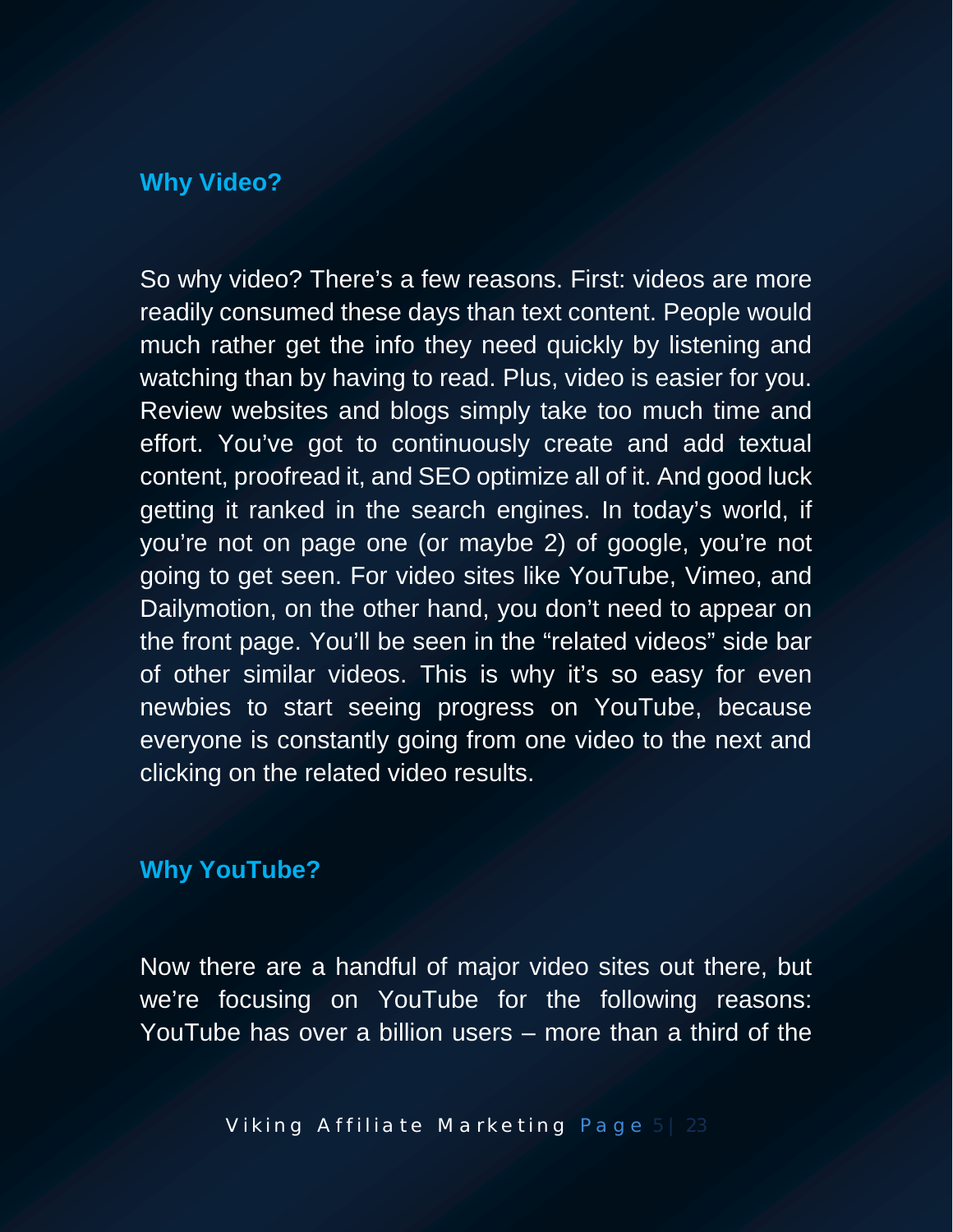## Why Video?

So why video? There's a few reasons. First: videos are more readily consumed these days than text content. People would much rather get the info they need quickly by listening and watching than by having to read. Plus, video is easier for you. Review websites and blogs simply take too much time and effort. You've got to continuously create and add textual content, proofread it, and SEO optimize all of it. And good luck getting it ranked in the search engines. In today's world, if you're not on page one (or maybe 2) of google, you're not going to get seen. For video sites like YouTube, Vimeo, and Dailymotion, on the other hand, you don't need to appear on the front page. You'll be seen in the "related videos" side bar of other similar videos. This is why it's so easy for even newbies to start seeing progress on YouTube, because everyone is constantly going from one video to the next and clicking on the related video results.

## Why YouTube?

Now there are a handful of major video sites out there, but we're focusing on YouTube for the following reasons: YouTube has over a billion users – more than a third of the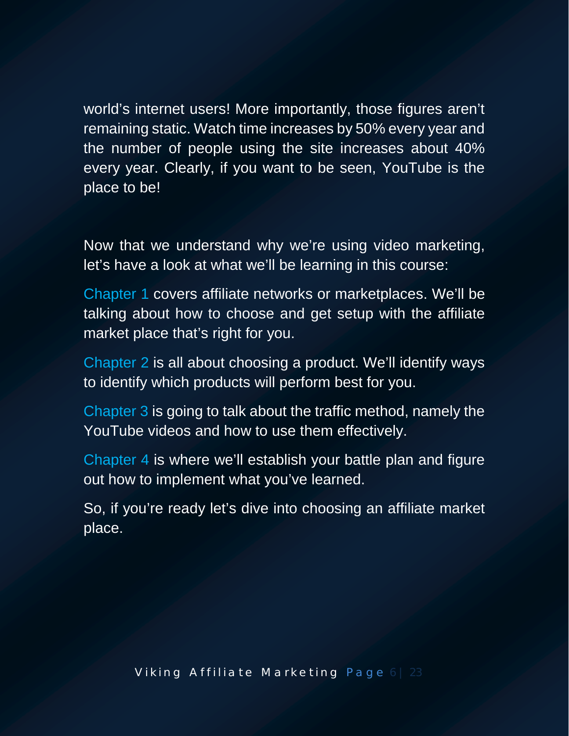world's internet users! More importantly, those figures aren't remaining static. Watch time increases by 50% every year and the number of people using the site increases about 40% every year. Clearly, if you want to be seen, YouTube is the place to be!

Now that we understand why we're using video marketing, let's have a look at what we'll be learning in this course:

Chapter 1 covers affiliate networks or marketplaces. We'll be talking about how to choose and get setup with the affiliate market place that's right for you.

Chapter 2 is all about choosing a product. We'll identify ways to identify which products will perform best for you.

Chapter 3 is going to talk about the traffic method, namely the YouTube videos and how to use them effectively.

Chapter 4 is where we'll establish your battle plan and figure out how to implement what you've learned.

So, if you're ready let's dive into choosing an affiliate market place.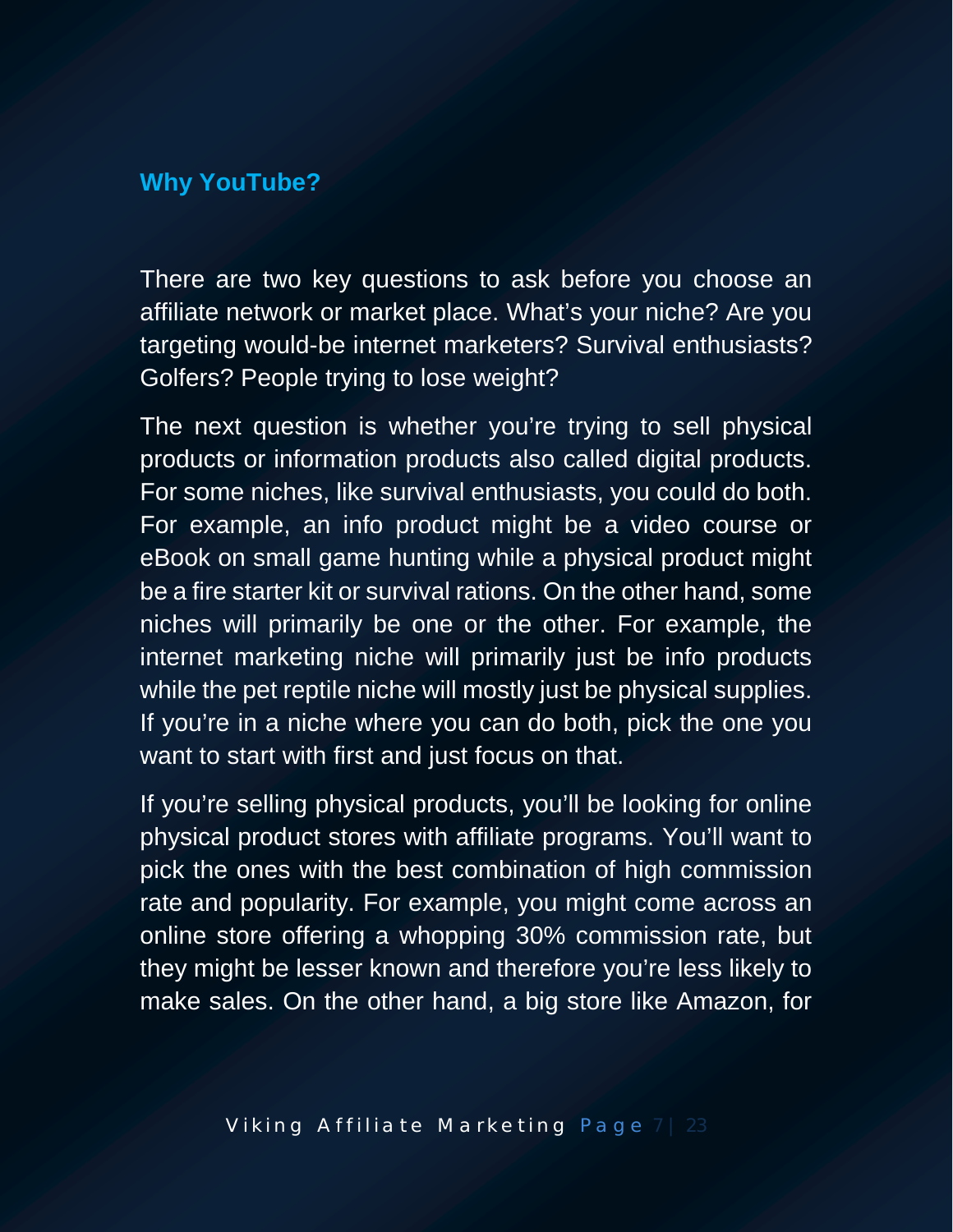## Why YouTube?

There are two key questions to ask before you choose an affiliate network or market place. What's your niche? Are you targeting would-be internet marketers? Survival enthusiasts? Golfers? People trying to lose weight?

The next question is whether you're trying to sell physical products or information products also called digital products. For some niches, like survival enthusiasts, you could do both. For example, an info product might be a video course or eBook on small game hunting while a physical product might be a fire starter kit or survival rations. On the other hand, some niches will primarily be one or the other. For example, the internet marketing niche will primarily just be info products while the pet reptile niche will mostly just be physical supplies. If you're in a niche where you can do both, pick the one you want to start with first and just focus on that.

If you're selling physical products, you'll be looking for online physical product stores with affiliate programs. You'll want to pick the ones with the best combination of high commission rate and popularity. For example, you might come across an online store offering a whopping 30% commission rate, but they might be lesser known and therefore you're less likely to make sales. On the other hand, a big store like Amazon, for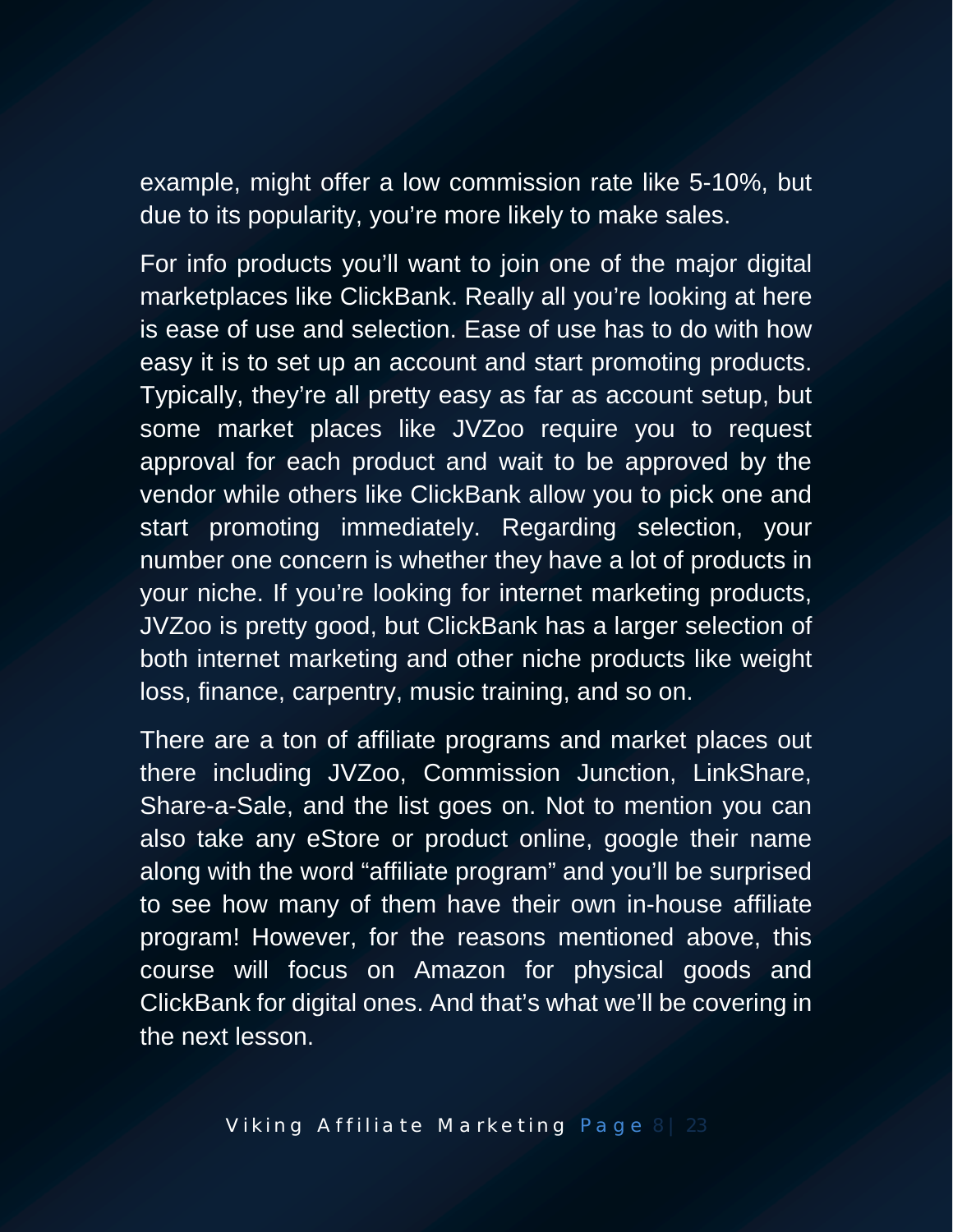example, might offer a low commission rate like 5-10%, but due to its popularity, you’re more likely to make sales.

For info products you’ll want to join one of the major digital marketplaces like ClickBank. Really all you’re looking at here is ease of use and selection. Ease of use has to do with how easy it is to set up an account and start promoting products. Typically, they’re all pretty easy as far as account setup, but some market places like JVZoo require you to request approval for each product and wait to be approved by the vendor while others like ClickBank allow you to pick one and start promoting immediately. Regarding selection, your number one concern is whether they have a lot of products in your niche. If you’re looking for internet marketing products, JVZoo is pretty good, but ClickBank has a larger selection of both internet marketing and other niche products like weight loss, finance, carpentry, music training, and so on.

There are a ton of affiliate programs and market places out there including JVZoo, Commission Junction, LinkShare, Share-a-Sale, and the list goes on. Not to mention you can also take any eStore or product online, google their name along with the word “affiliate program” and you’ll be surprised to see how many of them have their own in-house affiliate program! However, for the reasons mentioned above, this course will focus on Amazon for physical goods and ClickBank for digital ones. And that’s what we’ll be covering in the next lesson.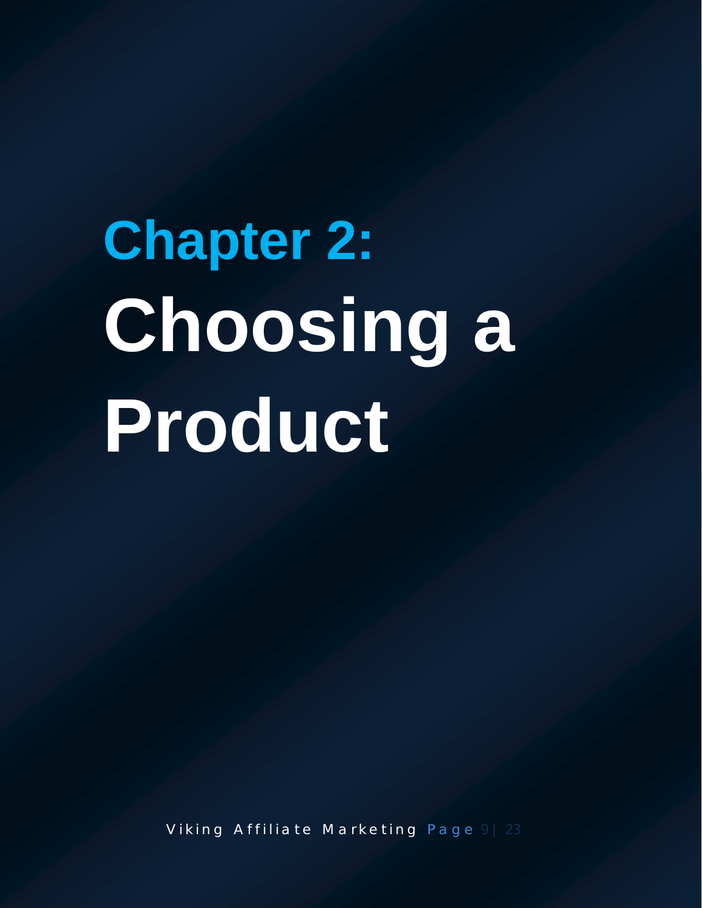# Chapter 2: Choosing a Product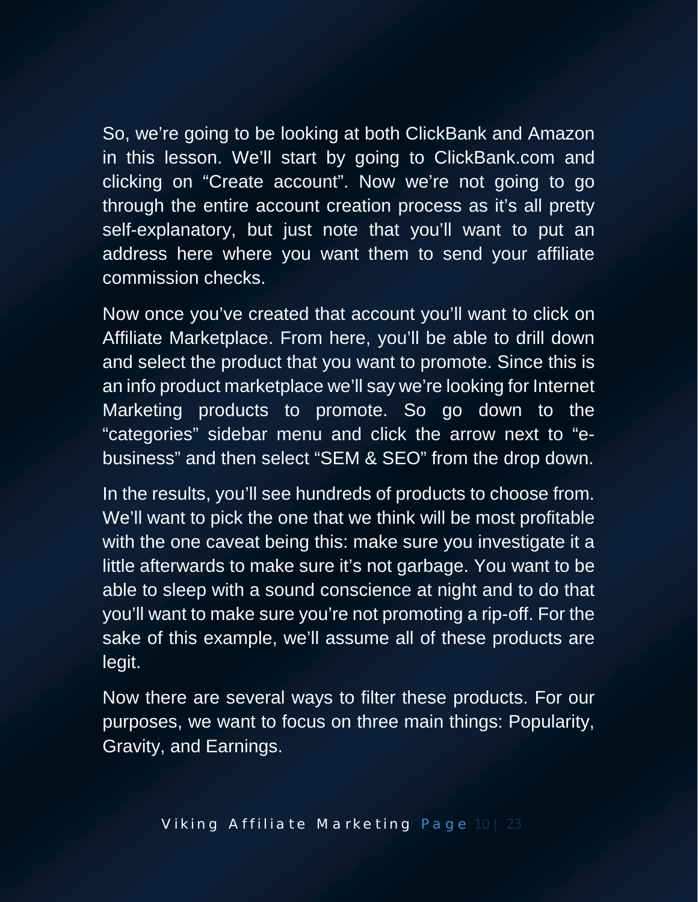So, we're going to be looking at both ClickBank and Amazon in this lesson. We'll start by going to ClickBank.com and clicking on "Create account". Now we're not going to go through the entire account creation process as it's all pretty self-explanatory, but just note that you'll want to put an address here where you want them to send your affiliate commission checks.

Now once you've created that account you'll want to click on Affiliate Marketplace. From here, you'll be able to drill down and select the product that you want to promote. Since this is an info product marketplace we'll say we're looking for Internet Marketing products to promote. So go down to the "categories" sidebar menu and click the arrow next to "e-business" and then select "SEM & SEO" from the drop down.

In the results, you'll see hundreds of products to choose from. We'll want to pick the one that we think will be most profitable with the one caveat being this: make sure you investigate it a little afterwards to make sure it's not garbage. You want to be able to sleep with a sound conscience at night and to do that you'll want to make sure you're not promoting a rip-off. For the sake of this example, we'll assume all of these products are legit.

Now there are several ways to filter these products. For our purposes, we want to focus on three main things: Popularity, Gravity, and Earnings.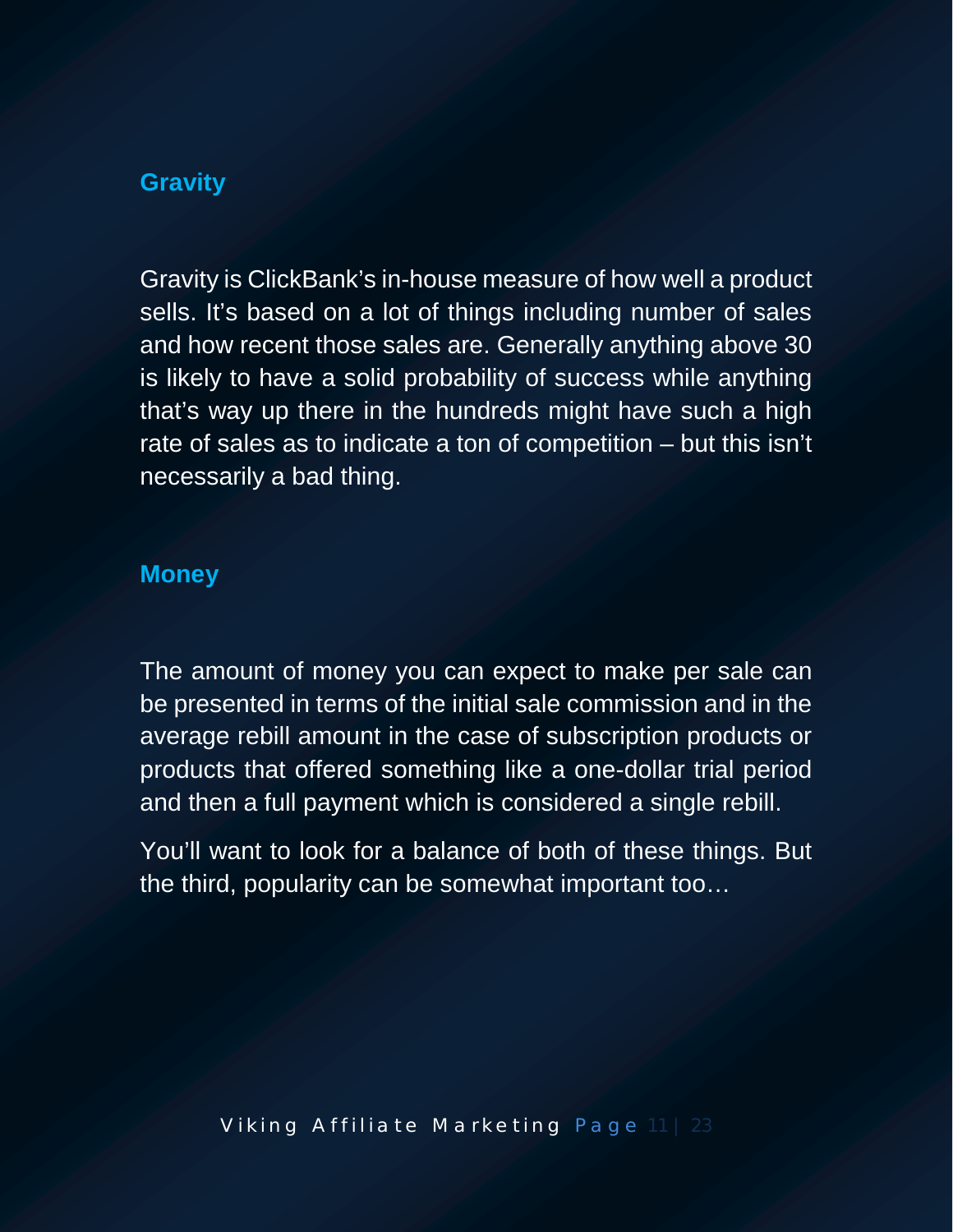## Gravity

Gravity is ClickBank's in-house measure of how well a product sells. It's based on a lot of things including number of sales and how recent those sales are. Generally anything above 30 is likely to have a solid probability of success while anything that's way up there in the hundreds might have such a high rate of sales as to indicate a ton of competition – but this isn't necessarily a bad thing.

## Money

The amount of money you can expect to make per sale can be presented in terms of the initial sale commission and in the average rebill amount in the case of subscription products or products that offered something like a one-dollar trial period and then a full payment which is considered a single rebill.

You'll want to look for a balance of both of these things. But the third, popularity can be somewhat important too…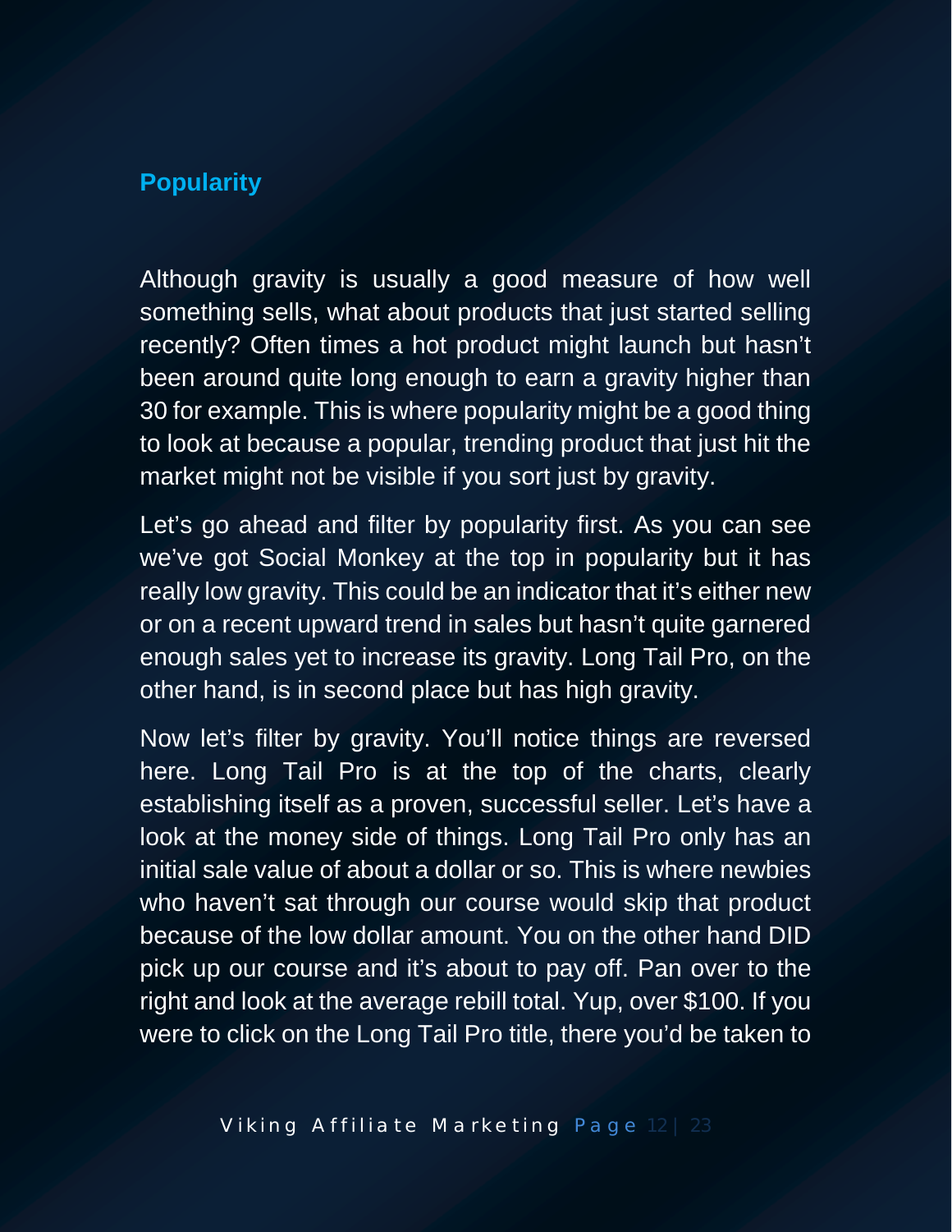## Popularity

Although gravity is usually a good measure of how well something sells, what about products that just started selling recently? Often times a hot product might launch but hasn't been around quite long enough to earn a gravity higher than 30 for example. This is where popularity might be a good thing to look at because a popular, trending product that just hit the market might not be visible if you sort just by gravity.

Let's go ahead and filter by popularity first. As you can see we've got Social Monkey at the top in popularity but it has really low gravity. This could be an indicator that it's either new or on a recent upward trend in sales but hasn't quite garnered enough sales yet to increase its gravity. Long Tail Pro, on the other hand, is in second place but has high gravity.

Now let's filter by gravity. You'll notice things are reversed here. Long Tail Pro is at the top of the charts, clearly establishing itself as a proven, successful seller. Let's have a look at the money side of things. Long Tail Pro only has an initial sale value of about a dollar or so. This is where newbies who haven't sat through our course would skip that product because of the low dollar amount. You on the other hand DID pick up our course and it's about to pay off. Pan over to the right and look at the average rebill total. Yup, over $100. If you were to click on the Long Tail Pro title, there you'd be taken to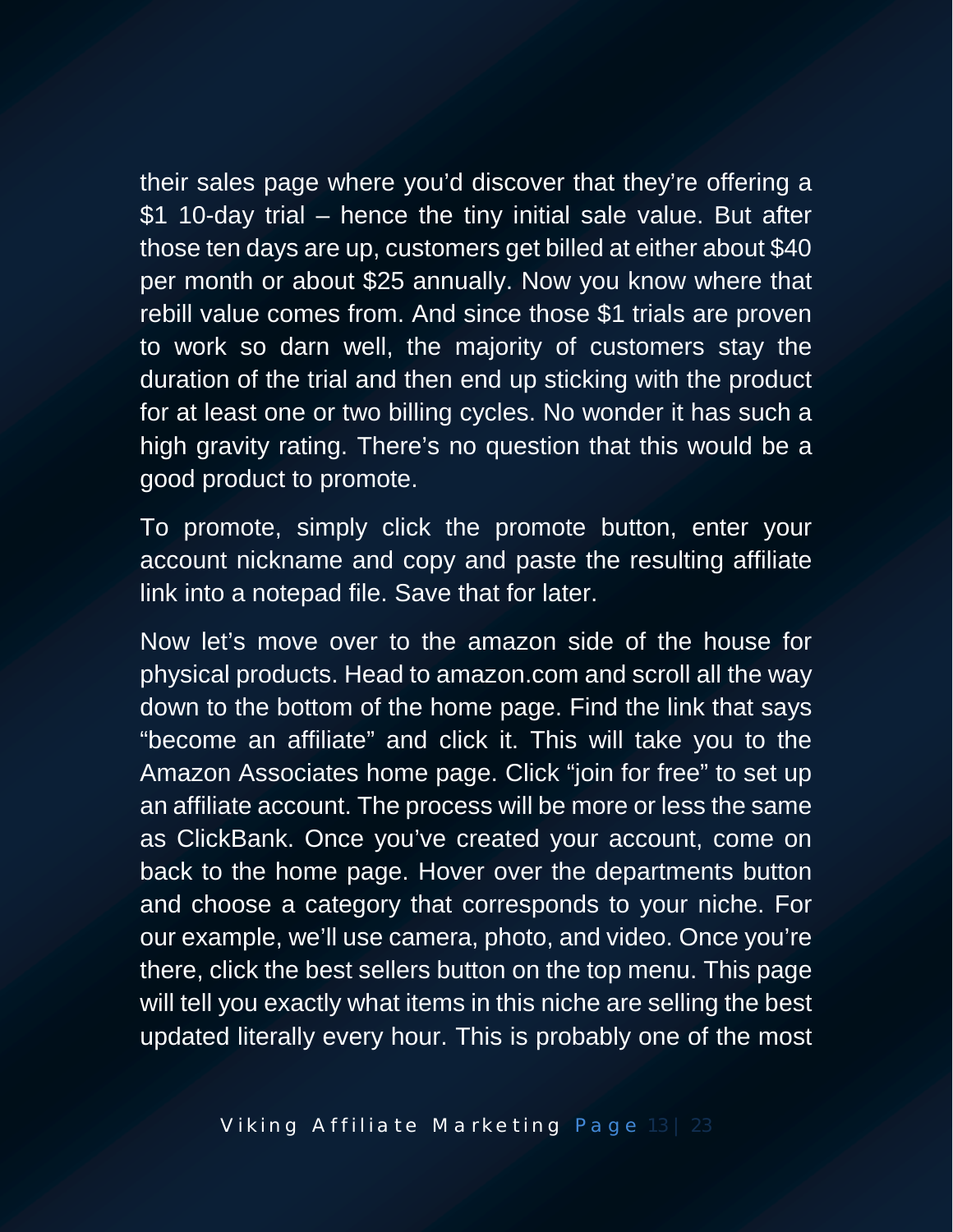their sales page where you'd discover that they're offering a $1 10-day trial – hence the tiny initial sale value. But after those ten days are up, customers get billed at either about $40 per month or about $25 annually. Now you know where that rebill value comes from. And since those $1 trials are proven to work so darn well, the majority of customers stay the duration of the trial and then end up sticking with the product for at least one or two billing cycles. No wonder it has such a high gravity rating. There's no question that this would be a good product to promote.

To promote, simply click the promote button, enter your account nickname and copy and paste the resulting affiliate link into a notepad file. Save that for later.

Now let's move over to the amazon side of the house for physical products. Head to amazon.com and scroll all the way down to the bottom of the home page. Find the link that says "become an affiliate" and click it. This will take you to the Amazon Associates home page. Click "join for free" to set up an affiliate account. The process will be more or less the same as ClickBank. Once you've created your account, come on back to the home page. Hover over the departments button and choose a category that corresponds to your niche. For our example, we'll use camera, photo, and video. Once you're there, click the best sellers button on the top menu. This page will tell you exactly what items in this niche are selling the best updated literally every hour. This is probably one of the most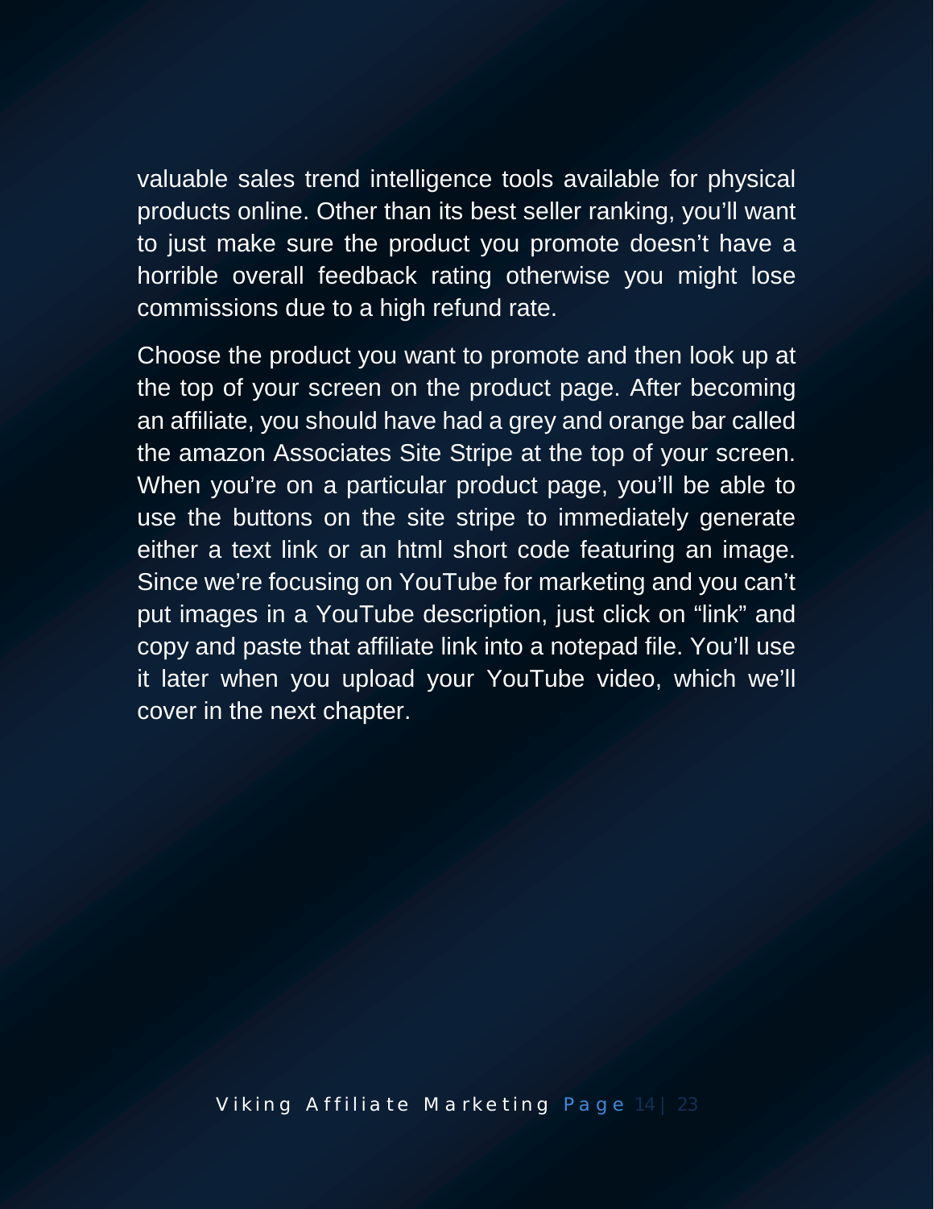valuable sales trend intelligence tools available for physical products online. Other than its best seller ranking, you'll want to just make sure the product you promote doesn't have a horrible overall feedback rating otherwise you might lose commissions due to a high refund rate.

Choose the product you want to promote and then look up at the top of your screen on the product page. After becoming an affiliate, you should have had a grey and orange bar called the amazon Associates Site Stripe at the top of your screen. When you're on a particular product page, you'll be able to use the buttons on the site stripe to immediately generate either a text link or an html short code featuring an image. Since we're focusing on YouTube for marketing and you can't put images in a YouTube description, just click on "link" and copy and paste that affiliate link into a notepad file. You'll use it later when you upload your YouTube video, which we'll cover in the next chapter.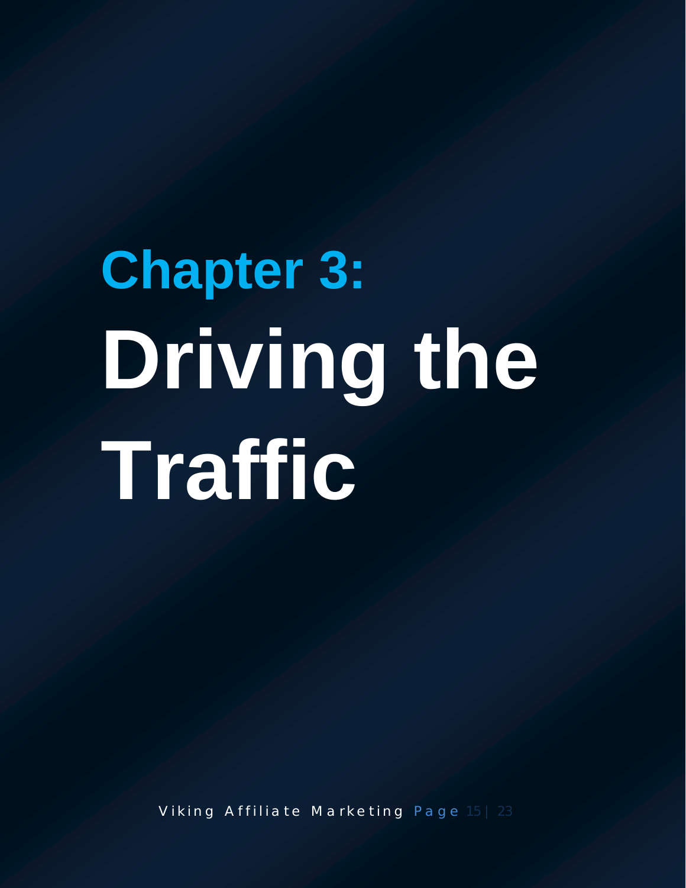# Chapter 3: Driving the Traffic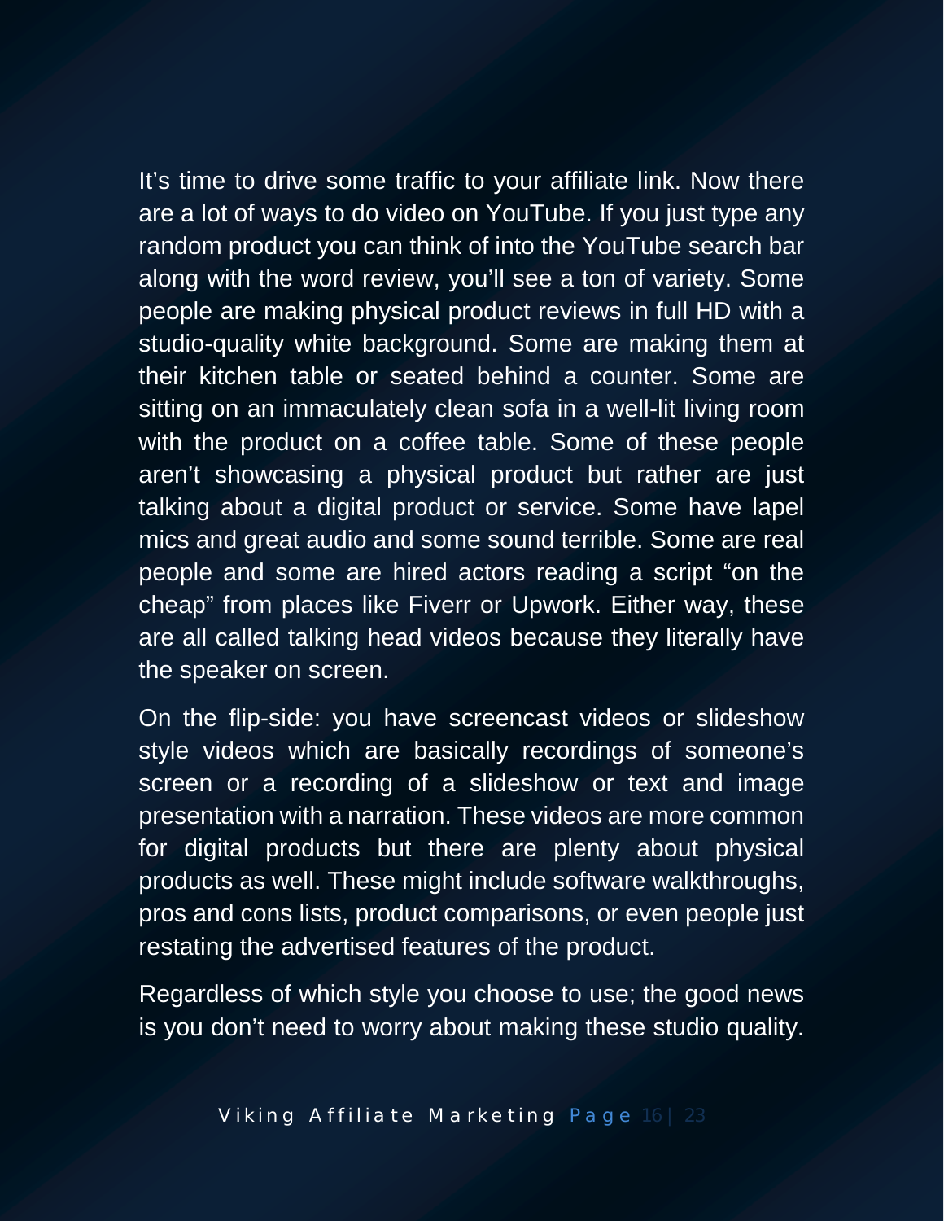It's time to drive some traffic to your affiliate link. Now there are a lot of ways to do video on YouTube. If you just type any random product you can think of into the YouTube search bar along with the word review, you'll see a ton of variety. Some people are making physical product reviews in full HD with a studio-quality white background. Some are making them at their kitchen table or seated behind a counter. Some are sitting on an immaculately clean sofa in a well-lit living room with the product on a coffee table. Some of these people aren't showcasing a physical product but rather are just talking about a digital product or service. Some have lapel mics and great audio and some sound terrible. Some are real people and some are hired actors reading a script "on the cheap" from places like Fiverr or Upwork. Either way, these are all called talking head videos because they literally have the speaker on screen.

On the flip-side: you have screencast videos or slideshow style videos which are basically recordings of someone's screen or a recording of a slideshow or text and image presentation with a narration. These videos are more common for digital products but there are plenty about physical products as well. These might include software walkthroughs, pros and cons lists, product comparisons, or even people just restating the advertised features of the product.

Regardless of which style you choose to use; the good news is you don't need to worry about making these studio quality.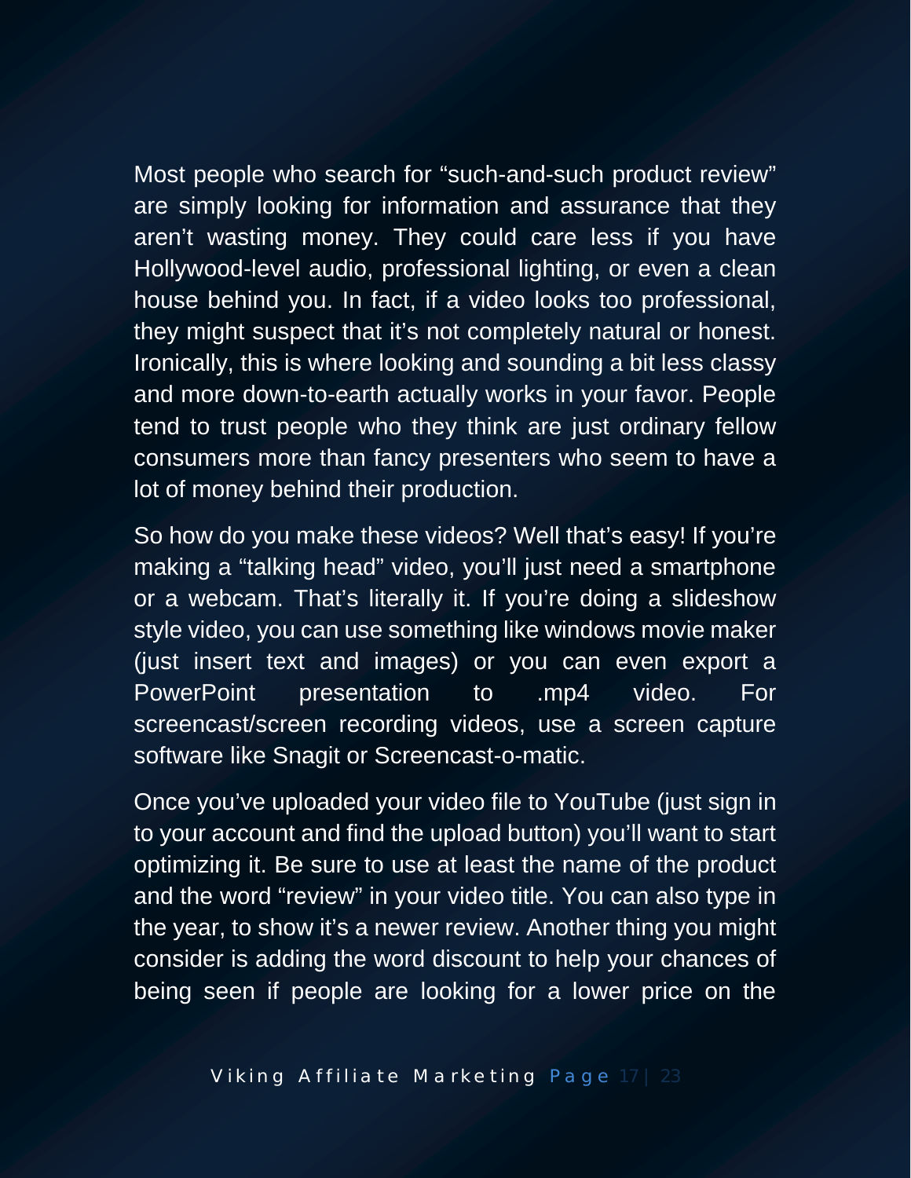Most people who search for “such-and-such product review” are simply looking for information and assurance that they aren’t wasting money. They could care less if you have Hollywood-level audio, professional lighting, or even a clean house behind you. In fact, if a video looks too professional, they might suspect that it’s not completely natural or honest. Ironically, this is where looking and sounding a bit less classy and more down-to-earth actually works in your favor. People tend to trust people who they think are just ordinary fellow consumers more than fancy presenters who seem to have a lot of money behind their production.

So how do you make these videos? Well that’s easy! If you’re making a “talking head” video, you’ll just need a smartphone or a webcam. That’s literally it. If you’re doing a slideshow style video, you can use something like windows movie maker (just insert text and images) or you can even export a PowerPoint presentation to .mp4 video. For screencast/screen recording videos, use a screen capture software like Snagit or Screencast-o-matic.

Once you’ve uploaded your video file to YouTube (just sign in to your account and find the upload button) you’ll want to start optimizing it. Be sure to use at least the name of the product and the word “review” in your video title. You can also type in the year, to show it’s a newer review. Another thing you might consider is adding the word discount to help your chances of being seen if people are looking for a lower price on the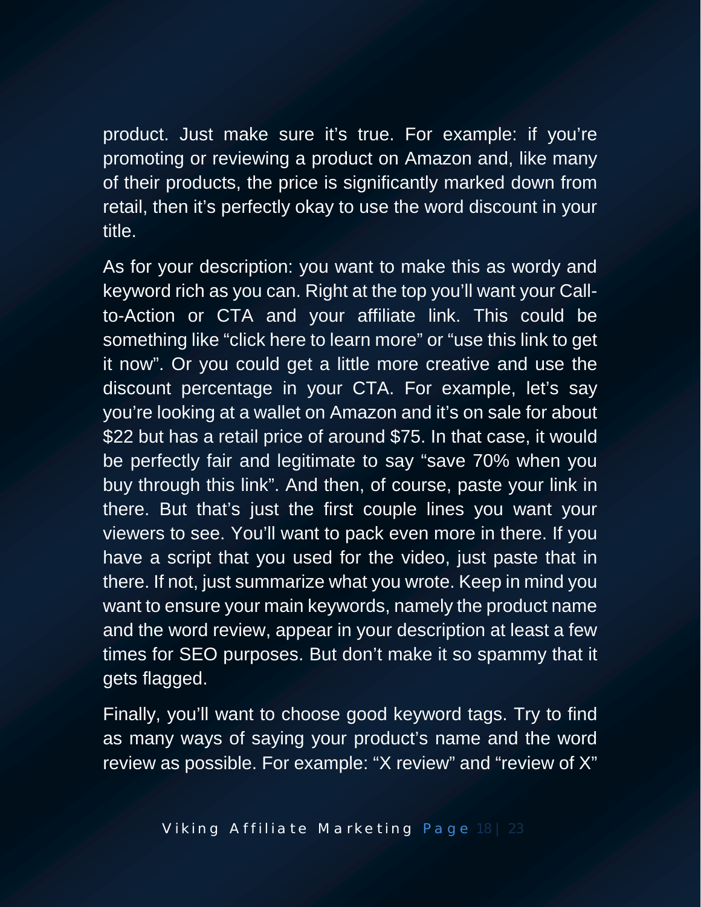product. Just make sure it's true. For example: if you're promoting or reviewing a product on Amazon and, like many of their products, the price is significantly marked down from retail, then it's perfectly okay to use the word discount in your title.

As for your description: you want to make this as wordy and keyword rich as you can. Right at the top you'll want your Call-to-Action or CTA and your affiliate link. This could be something like "click here to learn more" or "use this link to get it now". Or you could get a little more creative and use the discount percentage in your CTA. For example, let's say you're looking at a wallet on Amazon and it's on sale for about $22 but has a retail price of around $75. In that case, it would be perfectly fair and legitimate to say "save 70% when you buy through this link". And then, of course, paste your link in there. But that's just the first couple lines you want your viewers to see. You'll want to pack even more in there. If you have a script that you used for the video, just paste that in there. If not, just summarize what you wrote. Keep in mind you want to ensure your main keywords, namely the product name and the word review, appear in your description at least a few times for SEO purposes. But don't make it so spammy that it gets flagged.

Finally, you'll want to choose good keyword tags. Try to find as many ways of saying your product's name and the word review as possible. For example: "X review" and "review of X"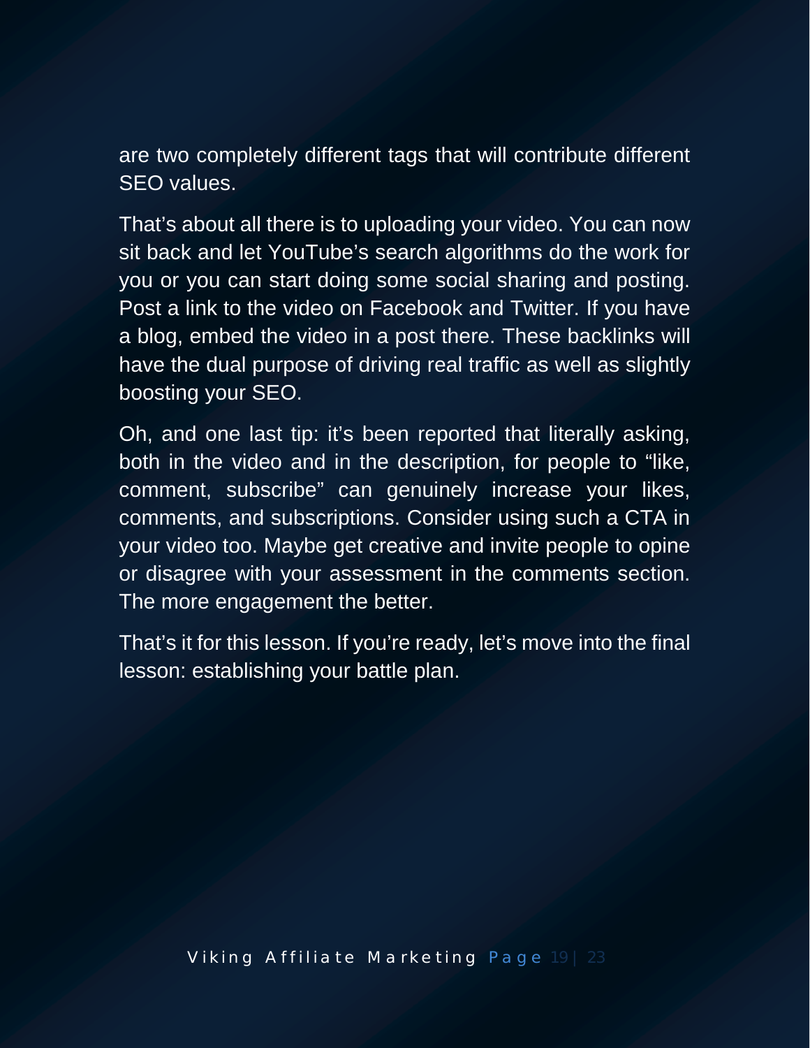are two completely different tags that will contribute different SEO values.

That's about all there is to uploading your video. You can now sit back and let YouTube's search algorithms do the work for you or you can start doing some social sharing and posting. Post a link to the video on Facebook and Twitter. If you have a blog, embed the video in a post there. These backlinks will have the dual purpose of driving real traffic as well as slightly boosting your SEO.

Oh, and one last tip: it's been reported that literally asking, both in the video and in the description, for people to "like, comment, subscribe" can genuinely increase your likes, comments, and subscriptions. Consider using such a CTA in your video too. Maybe get creative and invite people to opine or disagree with your assessment in the comments section. The more engagement the better.

That's it for this lesson. If you're ready, let's move into the final lesson: establishing your battle plan.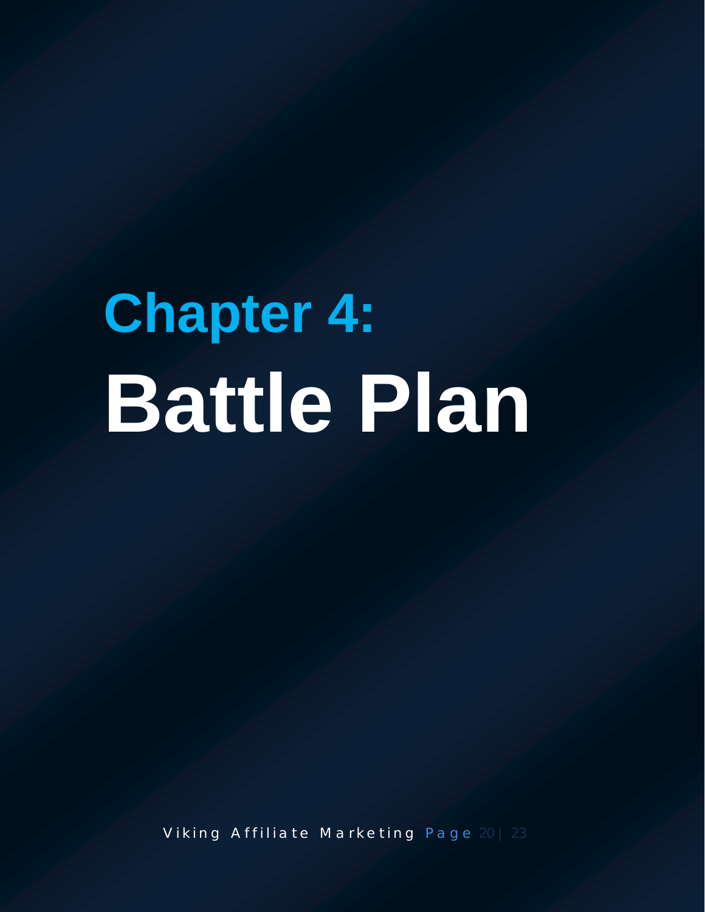# Chapter 4:
# Battle Plan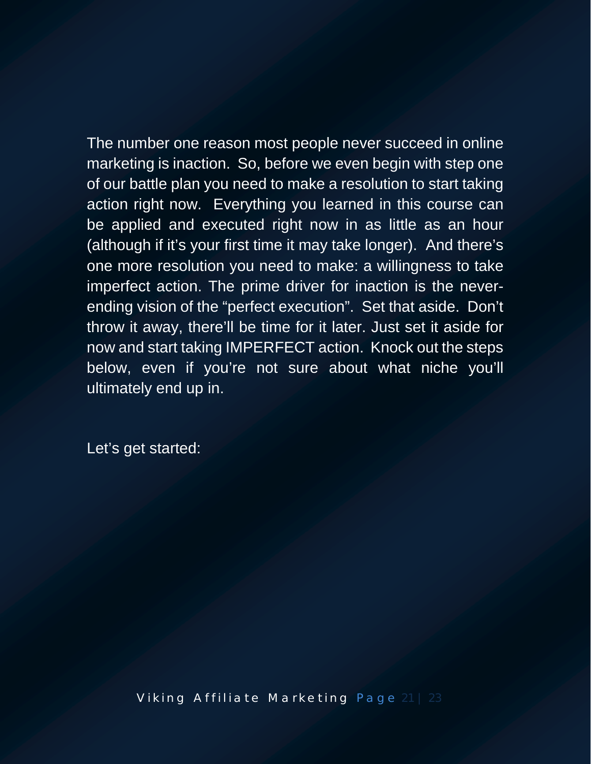The number one reason most people never succeed in online marketing is inaction. So, before we even begin with step one of our battle plan you need to make a resolution to start taking action right now. Everything you learned in this course can be applied and executed right now in as little as an hour (although if it's your first time it may take longer). And there's one more resolution you need to make: a willingness to take imperfect action. The prime driver for inaction is the never-ending vision of the "perfect execution". Set that aside. Don't throw it away, there'll be time for it later. Just set it aside for now and start taking IMPERFECT action. Knock out the steps below, even if you're not sure about what niche you'll ultimately end up in.

Let's get started: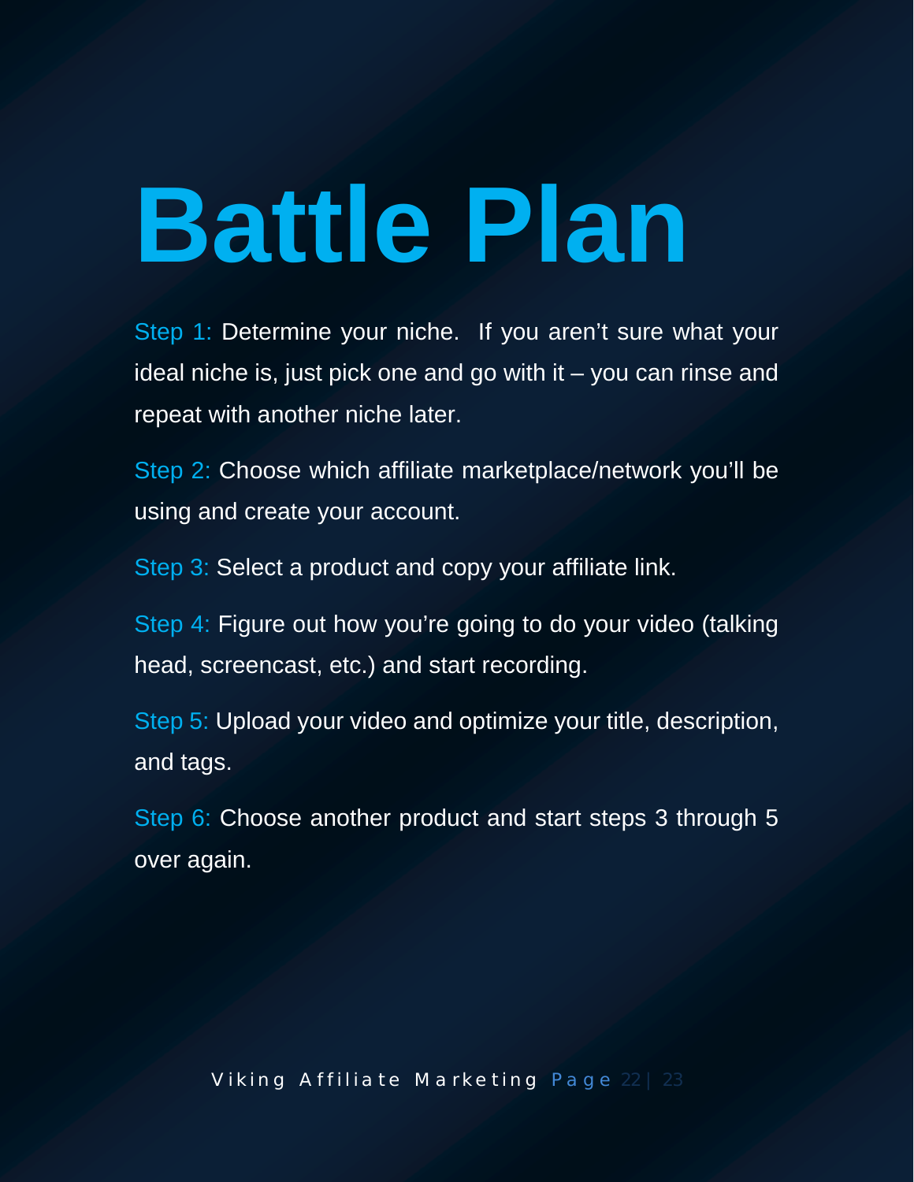# Battle Plan

Step 1: Determine your niche. If you aren't sure what your ideal niche is, just pick one and go with it – you can rinse and repeat with another niche later.

Step 2: Choose which affiliate marketplace/network you'll be using and create your account.

Step 3: Select a product and copy your affiliate link.

Step 4: Figure out how you're going to do your video (talking head, screencast, etc.) and start recording.

Step 5: Upload your video and optimize your title, description, and tags.

Step 6: Choose another product and start steps 3 through 5 over again.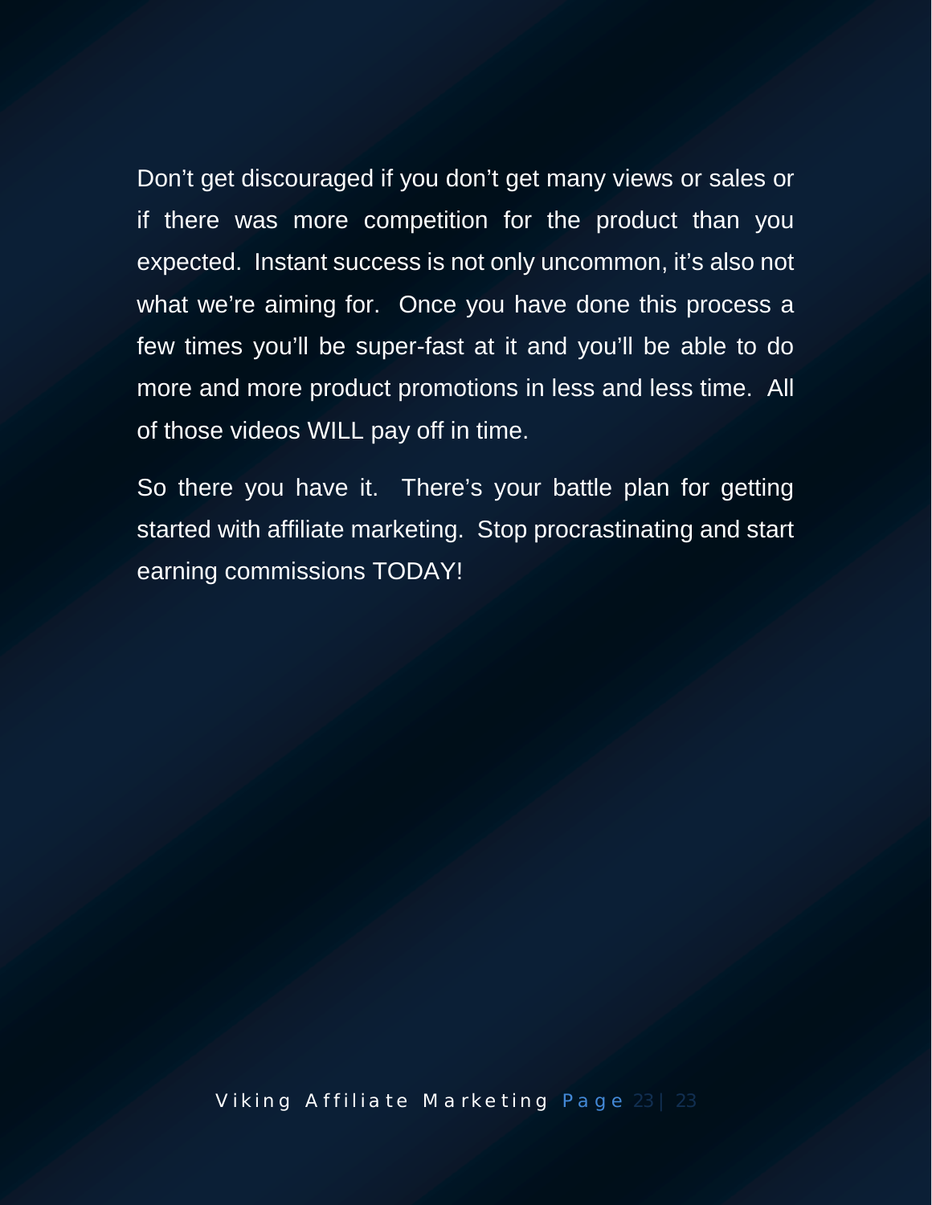Don't get discouraged if you don't get many views or sales or if there was more competition for the product than you expected. Instant success is not only uncommon, it's also not what we're aiming for. Once you have done this process a few times you'll be super-fast at it and you'll be able to do more and more product promotions in less and less time. All of those videos WILL pay off in time.

So there you have it. There's your battle plan for getting started with affiliate marketing. Stop procrastinating and start earning commissions TODAY!